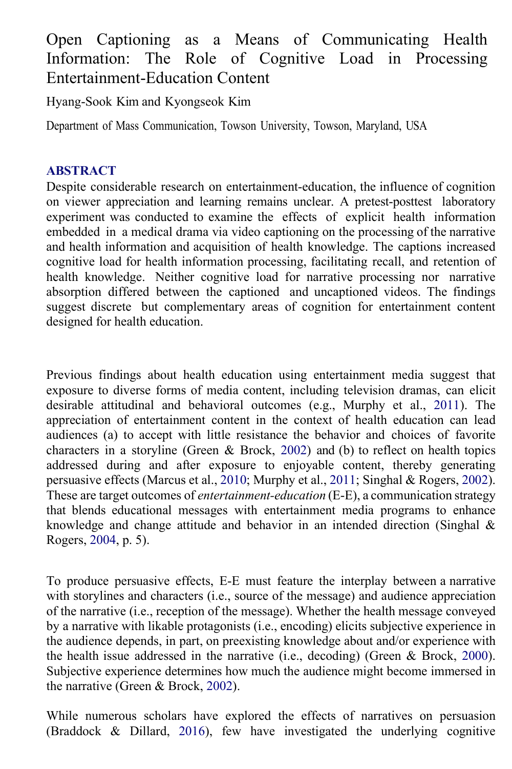# Open Captioning as a Means of Communicating Health Information: The Role of Cognitive Load in Processing Entertainment-Education Content

Hyang-Sook Kim and Kyongseok Kim

Department of Mass Communication, Towson University, Towson, Maryland, USA

## ABSTRACT

Despite considerable research on entertainment-education, the influence of cognition on viewer appreciation and learning remains unclear. A pretest-posttest laboratory experiment was conducted to examine the effects of explicit health information embedded in a medical drama via video captioning on the processing of the narrative and health information and acquisition of health knowledge. The captions increased cognitive load for health information processing, facilitating recall, and retention of health knowledge. Neither cognitive load for narrative processing nor narrative absorption differed between the captioned and uncaptioned videos. The findings suggest discrete but complementary areas of cognition for entertainment content designed for health education.

Previous findings about health education using entertainment media suggest that exposure to diverse forms of media content, including television dramas, can elicit desirable attitudinal and behavioral outcomes (e.g., Murphy et al., 2011). The appreciation of entertainment content in the context of health education can lead audiences (a) to accept with little resistance the behavior and choices of favorite characters in a storyline (Green & Brock, 2002) and (b) to reflect on health topics addressed during and after exposure to enjoyable content, thereby generating persuasive effects (Marcus et al., 2010; Murphy et al., 2011; Singhal & Rogers, 2002). These are target outcomes of *entertainment-education* (E-E), a communication strategy that blends educational messages with entertainment media programs to enhance knowledge and change attitude and behavior in an intended direction (Singhal & Rogers, 2004, p. 5).

To produce persuasive effects, E-E must feature the interplay between a narrative with storylines and characters (i.e., source of the message) and audience appreciation of the narrative (i.e., reception of the message). Whether the health message conveyed by a narrative with likable protagonists (i.e., encoding) elicits subjective experience in the audience depends, in part, on preexisting knowledge about and/or experience with the health issue addressed in the narrative (i.e., decoding) (Green & Brock, 2000). Subjective experience determines how much the audience might become immersed in the narrative (Green & Brock, 2002).

While numerous scholars have explored the effects of narratives on persuasion (Braddock & Dillard, 2016), few have investigated the underlying cognitive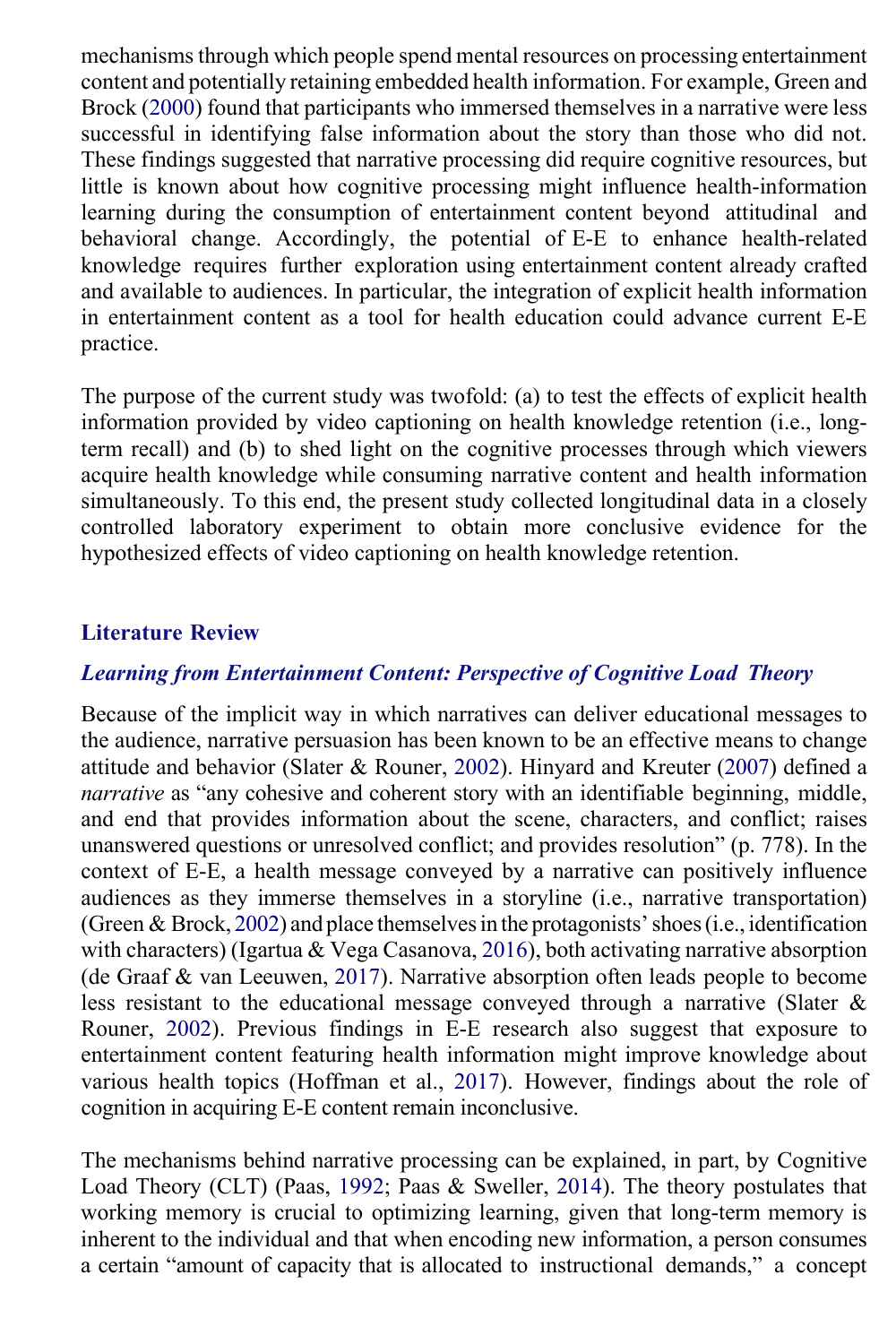mechanisms through which people spend mental resources on processing entertainment content and potentially retaining embedded health information. For example, Green and Brock (2000) found that participants who immersed themselves in a narrative were less successful in identifying false information about the story than those who did not. These findings suggested that narrative processing did require cognitive resources, but little is known about how cognitive processing might influence health-information learning during the consumption of entertainment content beyond attitudinal and behavioral change. Accordingly, the potential of E-E to enhance health-related knowledge requires further exploration using entertainment content already crafted and available to audiences. In particular, the integration of explicit health information in entertainment content as a tool for health education could advance current E-E practice.

The purpose of the current study was twofold: (a) to test the effects of explicit health information provided by video captioning on health knowledge retention (i.e., long-term recall) and (b) to shed light on the cognitive processes through which viewers acquire health knowledge while consuming narrative content and health information simultaneously. To this end, the present study collected longitudinal data in a closely controlled laboratory experiment to obtain more conclusive evidence for the hypothesized effects of video captioning on health knowledge retention.

## Literature Review

### *Learning from Entertainment Content: Perspective of Cognitive Load Theory*

Because of the implicit way in which narratives can deliver educational messages to the audience, narrative persuasion has been known to be an effective means to change attitude and behavior (Slater & Rouner, 2002). Hinyard and Kreuter (2007) defined a *narrative* as "any cohesive and coherent story with an identifiable beginning, middle, and end that provides information about the scene, characters, and conflict; raises unanswered questions or unresolved conflict; and provides resolution" (p. 778). In the context of E-E, a health message conveyed by a narrative can positively influence audiences as they immerse themselves in a storyline (i.e., narrative transportation) (Green & Brock, 2002) and place themselves in the protagonists' shoes (i.e., identification with characters) (Igartua & Vega Casanova, 2016), both activating narrative absorption (de Graaf & van Leeuwen, 2017). Narrative absorption often leads people to become less resistant to the educational message conveyed through a narrative (Slater & Rouner, 2002). Previous findings in E-E research also suggest that exposure to entertainment content featuring health information might improve knowledge about various health topics (Hoffman et al., 2017). However, findings about the role of cognition in acquiring E-E content remain inconclusive.

The mechanisms behind narrative processing can be explained, in part, by Cognitive Load Theory (CLT) (Paas, 1992; Paas & Sweller, 2014). The theory postulates that working memory is crucial to optimizing learning, given that long-term memory is inherent to the individual and that when encoding new information, a person consumes a certain "amount of capacity that is allocated to instructional demands," a concept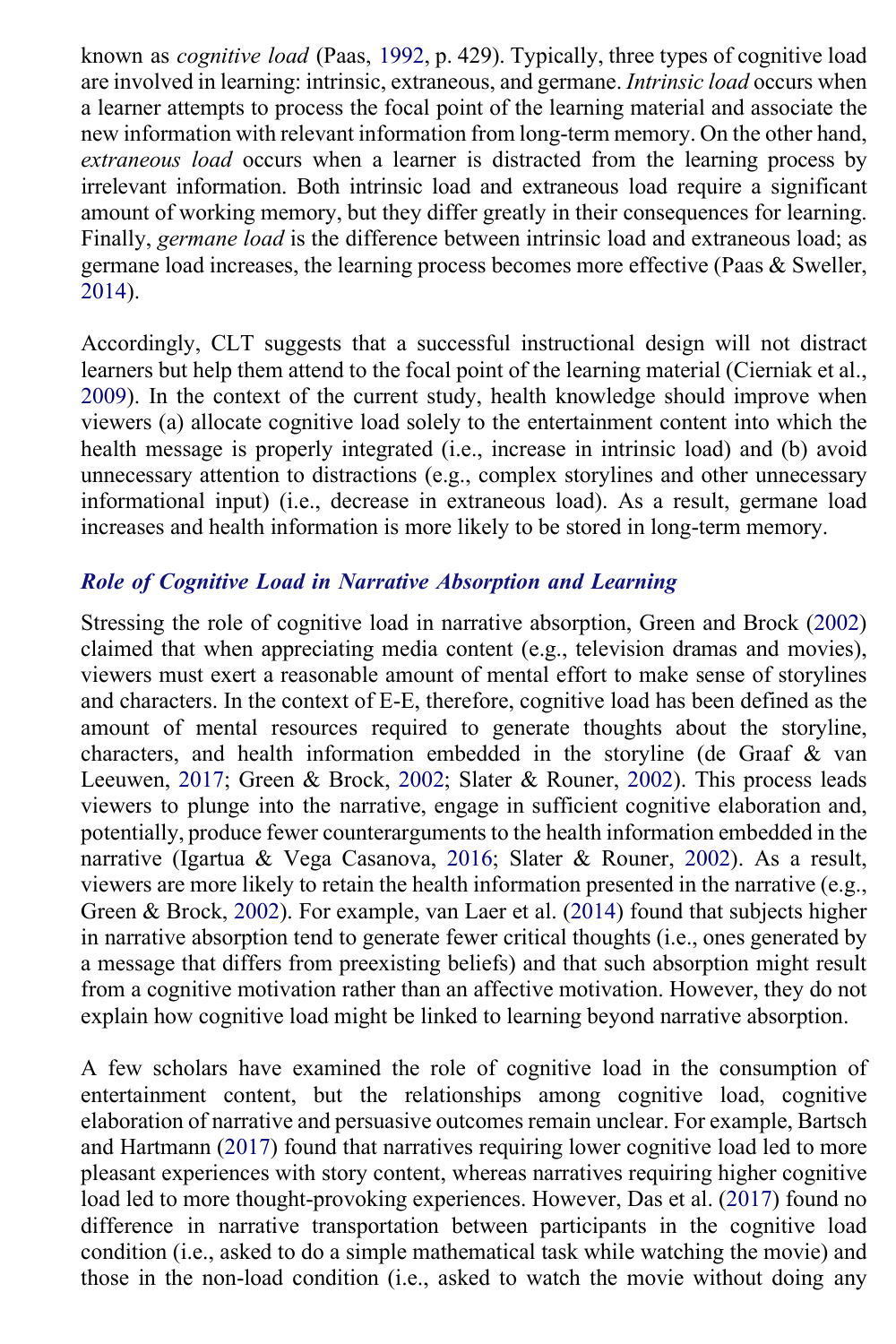known as *cognitive load* (Paas, 1992, p. 429). Typically, three types of cognitive load are involved in learning: intrinsic, extraneous, and germane. *Intrinsic load* occurs when a learner attempts to process the focal point of the learning material and associate the new information with relevant information from long-term memory. On the other hand, *extraneous load* occurs when a learner is distracted from the learning process by irrelevant information. Both intrinsic load and extraneous load require a significant amount of working memory, but they differ greatly in their consequences for learning. Finally, *germane load* is the difference between intrinsic load and extraneous load; as germane load increases, the learning process becomes more effective (Paas & Sweller, 2014).

Accordingly, CLT suggests that a successful instructional design will not distract learners but help them attend to the focal point of the learning material (Cierniak et al., 2009). In the context of the current study, health knowledge should improve when viewers (a) allocate cognitive load solely to the entertainment content into which the health message is properly integrated (i.e., increase in intrinsic load) and (b) avoid unnecessary attention to distractions (e.g., complex storylines and other unnecessary informational input) (i.e., decrease in extraneous load). As a result, germane load increases and health information is more likely to be stored in long-term memory.

### *Role of Cognitive Load in Narrative Absorption and Learning*

Stressing the role of cognitive load in narrative absorption, Green and Brock (2002) claimed that when appreciating media content (e.g., television dramas and movies), viewers must exert a reasonable amount of mental effort to make sense of storylines and characters. In the context of E-E, therefore, cognitive load has been defined as the amount of mental resources required to generate thoughts about the storyline, characters, and health information embedded in the storyline (de Graaf & van Leeuwen, 2017; Green & Brock, 2002; Slater & Rouner, 2002). This process leads viewers to plunge into the narrative, engage in sufficient cognitive elaboration and, potentially, produce fewer counterarguments to the health information embedded in the narrative (Igartua & Vega Casanova, 2016; Slater & Rouner, 2002). As a result, viewers are more likely to retain the health information presented in the narrative (e.g., Green & Brock, 2002). For example, van Laer et al. (2014) found that subjects higher in narrative absorption tend to generate fewer critical thoughts (i.e., ones generated by a message that differs from preexisting beliefs) and that such absorption might result from a cognitive motivation rather than an affective motivation. However, they do not explain how cognitive load might be linked to learning beyond narrative absorption.

A few scholars have examined the role of cognitive load in the consumption of entertainment content, but the relationships among cognitive load, cognitive elaboration of narrative and persuasive outcomes remain unclear. For example, Bartsch and Hartmann (2017) found that narratives requiring lower cognitive load led to more pleasant experiences with story content, whereas narratives requiring higher cognitive load led to more thought-provoking experiences. However, Das et al. (2017) found no difference in narrative transportation between participants in the cognitive load condition (i.e., asked to do a simple mathematical task while watching the movie) and those in the non-load condition (i.e., asked to watch the movie without doing any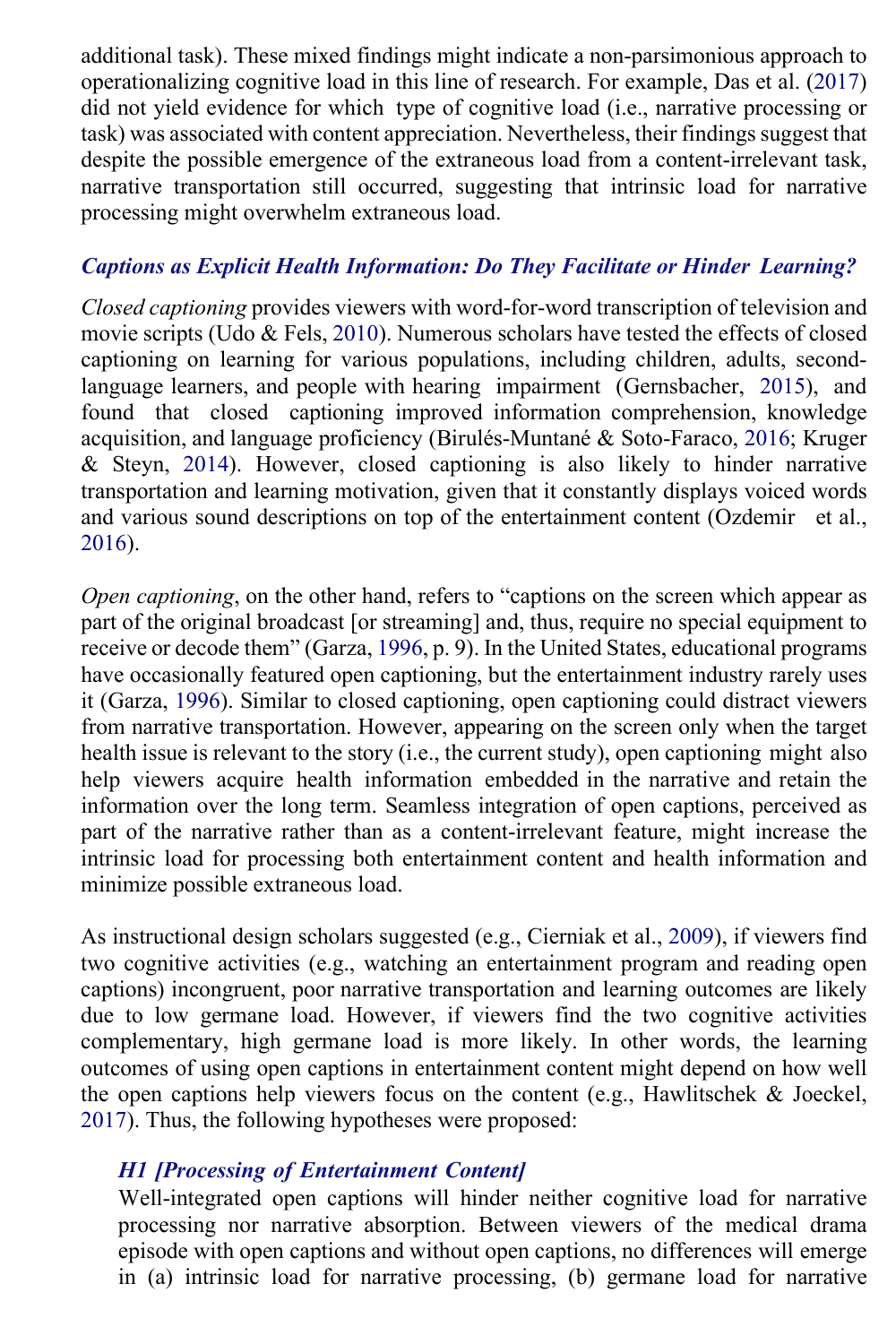additional task). These mixed findings might indicate a non-parsimonious approach to operationalizing cognitive load in this line of research. For example, Das et al. (2017) did not yield evidence for which type of cognitive load (i.e., narrative processing or task) was associated with content appreciation. Nevertheless, their findings suggest that despite the possible emergence of the extraneous load from a content-irrelevant task, narrative transportation still occurred, suggesting that intrinsic load for narrative processing might overwhelm extraneous load.

### *Captions as Explicit Health Information: Do They Facilitate or Hinder Learning?*

*Closed captioning* provides viewers with word-for-word transcription of television and movie scripts (Udo & Fels, 2010). Numerous scholars have tested the effects of closed captioning on learning for various populations, including children, adults, second-language learners, and people with hearing impairment (Gernsbacher, 2015), and found that closed captioning improved information comprehension, knowledge acquisition, and language proficiency (Birulés-Muntané & Soto-Faraco, 2016; Kruger & Steyn, 2014). However, closed captioning is also likely to hinder narrative transportation and learning motivation, given that it constantly displays voiced words and various sound descriptions on top of the entertainment content (Ozdemir et al., 2016).

*Open captioning*, on the other hand, refers to "captions on the screen which appear as part of the original broadcast [or streaming] and, thus, require no special equipment to receive or decode them" (Garza, 1996, p. 9). In the United States, educational programs have occasionally featured open captioning, but the entertainment industry rarely uses it (Garza, 1996). Similar to closed captioning, open captioning could distract viewers from narrative transportation. However, appearing on the screen only when the target health issue is relevant to the story (i.e., the current study), open captioning might also help viewers acquire health information embedded in the narrative and retain the information over the long term. Seamless integration of open captions, perceived as part of the narrative rather than as a content-irrelevant feature, might increase the intrinsic load for processing both entertainment content and health information and minimize possible extraneous load.

As instructional design scholars suggested (e.g., Cierniak et al., 2009), if viewers find two cognitive activities (e.g., watching an entertainment program and reading open captions) incongruent, poor narrative transportation and learning outcomes are likely due to low germane load. However, if viewers find the two cognitive activities complementary, high germane load is more likely. In other words, the learning outcomes of using open captions in entertainment content might depend on how well the open captions help viewers focus on the content (e.g., Hawlitschek & Joeckel, 2017). Thus, the following hypotheses were proposed:

> ***H1 [Processing of Entertainment Content]***
> Well-integrated open captions will hinder neither cognitive load for narrative processing nor narrative absorption. Between viewers of the medical drama episode with open captions and without open captions, no differences will emerge in (a) intrinsic load for narrative processing, (b) germane load for narrative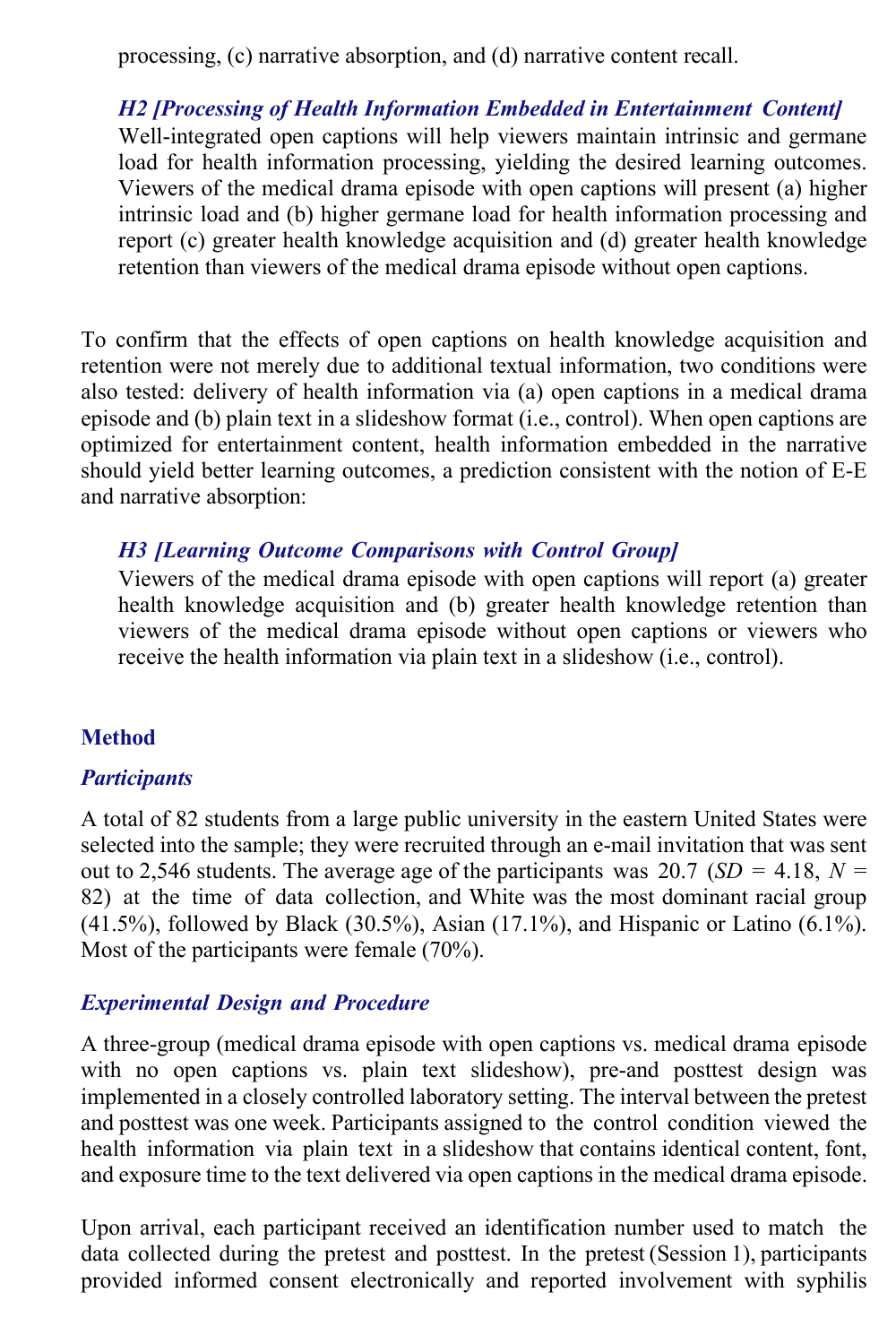processing, (c) narrative absorption, and (d) narrative content recall.

> ***H2 [Processing of Health Information Embedded in Entertainment Content]***
> Well-integrated open captions will help viewers maintain intrinsic and germane load for health information processing, yielding the desired learning outcomes. Viewers of the medical drama episode with open captions will present (a) higher intrinsic load and (b) higher germane load for health information processing and report (c) greater health knowledge acquisition and (d) greater health knowledge retention than viewers of the medical drama episode without open captions.

To confirm that the effects of open captions on health knowledge acquisition and retention were not merely due to additional textual information, two conditions were also tested: delivery of health information via (a) open captions in a medical drama episode and (b) plain text in a slideshow format (i.e., control). When open captions are optimized for entertainment content, health information embedded in the narrative should yield better learning outcomes, a prediction consistent with the notion of E-E and narrative absorption:

> ***H3 [Learning Outcome Comparisons with Control Group]***
> Viewers of the medical drama episode with open captions will report (a) greater health knowledge acquisition and (b) greater health knowledge retention than viewers of the medical drama episode without open captions or viewers who receive the health information via plain text in a slideshow (i.e., control).

## Method

### *Participants*

A total of 82 students from a large public university in the eastern United States were selected into the sample; they were recruited through an e-mail invitation that was sent out to 2,546 students. The average age of the participants was 20.7 ($SD$ = 4.18, $N$ = 82) at the time of data collection, and White was the most dominant racial group (41.5%), followed by Black (30.5%), Asian (17.1%), and Hispanic or Latino (6.1%). Most of the participants were female (70%).

### *Experimental Design and Procedure*

A three-group (medical drama episode with open captions vs. medical drama episode with no open captions vs. plain text slideshow), pre-and posttest design was implemented in a closely controlled laboratory setting. The interval between the pretest and posttest was one week. Participants assigned to the control condition viewed the health information via plain text in a slideshow that contains identical content, font, and exposure time to the text delivered via open captions in the medical drama episode.

Upon arrival, each participant received an identification number used to match the data collected during the pretest and posttest. In the pretest (Session 1), participants provided informed consent electronically and reported involvement with syphilis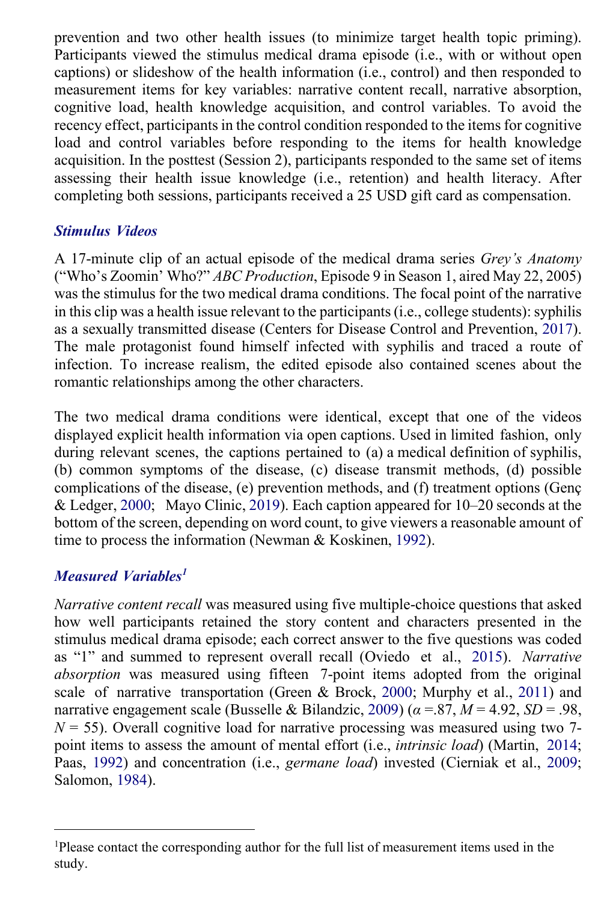prevention and two other health issues (to minimize target health topic priming). Participants viewed the stimulus medical drama episode (i.e., with or without open captions) or slideshow of the health information (i.e., control) and then responded to measurement items for key variables: narrative content recall, narrative absorption, cognitive load, health knowledge acquisition, and control variables. To avoid the recency effect, participants in the control condition responded to the items for cognitive load and control variables before responding to the items for health knowledge acquisition. In the posttest (Session 2), participants responded to the same set of items assessing their health issue knowledge (i.e., retention) and health literacy. After completing both sessions, participants received a 25 USD gift card as compensation.

### *Stimulus Videos*

A 17-minute clip of an actual episode of the medical drama series *Grey's Anatomy* ("Who's Zoomin' Who?" *ABC Production*, Episode 9 in Season 1, aired May 22, 2005) was the stimulus for the two medical drama conditions. The focal point of the narrative in this clip was a health issue relevant to the participants (i.e., college students): syphilis as a sexually transmitted disease (Centers for Disease Control and Prevention, 2017). The male protagonist found himself infected with syphilis and traced a route of infection. To increase realism, the edited episode also contained scenes about the romantic relationships among the other characters.

The two medical drama conditions were identical, except that one of the videos displayed explicit health information via open captions. Used in limited fashion, only during relevant scenes, the captions pertained to (a) a medical definition of syphilis, (b) common symptoms of the disease, (c) disease transmit methods, (d) possible complications of the disease, (e) prevention methods, and (f) treatment options (Genç & Ledger, 2000; Mayo Clinic, 2019). Each caption appeared for 10–20 seconds at the bottom of the screen, depending on word count, to give viewers a reasonable amount of time to process the information (Newman & Koskinen, 1992).

### *Measured Variables*[1]

*Narrative content recall* was measured using five multiple-choice questions that asked how well participants retained the story content and characters presented in the stimulus medical drama episode; each correct answer to the five questions was coded as "1" and summed to represent overall recall (Oviedo et al., 2015). *Narrative absorption* was measured using fifteen 7-point items adopted from the original scale of narrative transportation (Green & Brock, 2000; Murphy et al., 2011) and narrative engagement scale (Busselle & Bilandzic, 2009) ($\alpha$ =.87, $M$ = 4.92, $SD$ = .98, $N$ = 55). Overall cognitive load for narrative processing was measured using two 7-point items to assess the amount of mental effort (i.e., *intrinsic load*) (Martin, 2014; Paas, 1992) and concentration (i.e., *germane load*) invested (Cierniak et al., 2009; Salomon, 1984).

---

[1]Please contact the corresponding author for the full list of measurement items used in the study.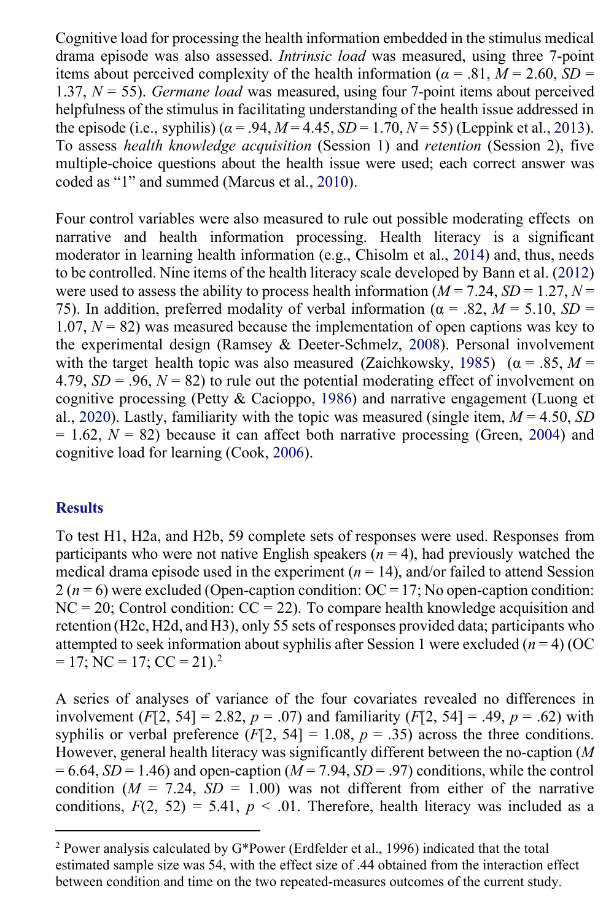Cognitive load for processing the health information embedded in the stimulus medical drama episode was also assessed. *Intrinsic load* was measured, using three 7-point items about perceived complexity of the health information ($\alpha$ = .81, *M* = 2.60, *SD* = 1.37, *N* = 55). *Germane load* was measured, using four 7-point items about perceived helpfulness of the stimulus in facilitating understanding of the health issue addressed in the episode (i.e., syphilis) ($\alpha$ = .94, *M* = 4.45, *SD* = 1.70, *N* = 55) (Leppink et al., 2013). To assess *health knowledge acquisition* (Session 1) and *retention* (Session 2), five multiple-choice questions about the health issue were used; each correct answer was coded as "1" and summed (Marcus et al., 2010).

Four control variables were also measured to rule out possible moderating effects on narrative and health information processing. Health literacy is a significant moderator in learning health information (e.g., Chisolm et al., 2014) and, thus, needs to be controlled. Nine items of the health literacy scale developed by Bann et al. (2012) were used to assess the ability to process health information (*M* = 7.24, *SD* = 1.27, *N* = 75). In addition, preferred modality of verbal information ($\alpha$ = .82, *M* = 5.10, *SD* = 1.07, *N* = 82) was measured because the implementation of open captions was key to the experimental design (Ramsey & Deeter-Schmelz, 2008). Personal involvement with the target health topic was also measured (Zaichkowsky, 1985) ($\alpha$ = .85, *M* = 4.79, *SD* = .96, *N* = 82) to rule out the potential moderating effect of involvement on cognitive processing (Petty & Cacioppo, 1986) and narrative engagement (Luong et al., 2020). Lastly, familiarity with the topic was measured (single item, *M* = 4.50, *SD* = 1.62, *N* = 82) because it can affect both narrative processing (Green, 2004) and cognitive load for learning (Cook, 2006).

## Results

To test H1, H2a, and H2b, 59 complete sets of responses were used. Responses from participants who were not native English speakers (*n* = 4), had previously watched the medical drama episode used in the experiment (*n* = 14), and/or failed to attend Session 2 (*n* = 6) were excluded (Open-caption condition: OC = 17; No open-caption condition: NC = 20; Control condition: CC = 22). To compare health knowledge acquisition and retention (H2c, H2d, and H3), only 55 sets of responses provided data; participants who attempted to seek information about syphilis after Session 1 were excluded (*n* = 4) (OC = 17; NC = 17; CC = 21).[2]

A series of analyses of variance of the four covariates revealed no differences in involvement ($F[2, 54] = 2.82$, $p = .07$) and familiarity ($F[2, 54] = .49$, $p = .62$) with syphilis or verbal preference ($F[2, 54] = 1.08$, $p = .35$) across the three conditions. However, general health literacy was significantly different between the no-caption (*M* = 6.64, *SD* = 1.46) and open-caption (*M* = 7.94, *SD* = .97) conditions, while the control condition (*M* = 7.24, *SD* = 1.00) was not different from either of the narrative conditions, $F(2, 52) = 5.41$, $p < .01$. Therefore, health literacy was included as a

---

[2] Power analysis calculated by G*Power (Erdfelder et al., 1996) indicated that the total estimated sample size was 54, with the effect size of .44 obtained from the interaction effect between condition and time on the two repeated-measures outcomes of the current study.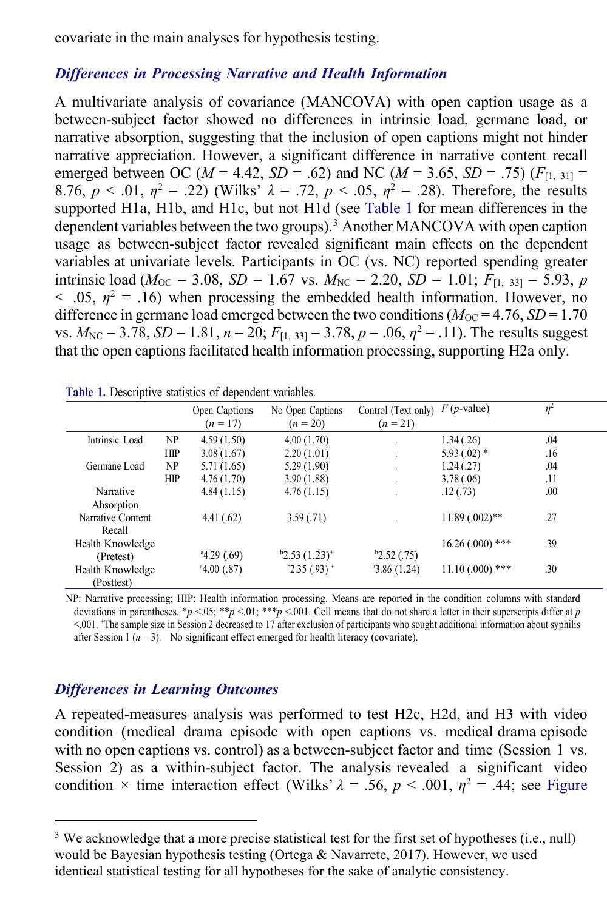covariate in the main analyses for hypothesis testing.

### *Differences in Processing Narrative and Health Information*

A multivariate analysis of covariance (MANCOVA) with open caption usage as a between-subject factor showed no differences in intrinsic load, germane load, or narrative absorption, suggesting that the inclusion of open captions might not hinder narrative appreciation. However, a significant difference in narrative content recall emerged between OC ($M$ = 4.42, $SD$ = .62) and NC ($M$ = 3.65, $SD$ = .75) ($F_{[1,\ 31]}$ = 8.76, $p$ < .01, $\eta^2$ = .22) (Wilks' $\lambda$ = .72, $p$ < .05, $\eta^2$ = .28). Therefore, the results supported H1a, H1b, and H1c, but not H1d (see Table 1 for mean differences in the dependent variables between the two groups).[3] Another MANCOVA with open caption usage as between-subject factor revealed significant main effects on the dependent variables at univariate levels. Participants in OC (vs. NC) reported spending greater intrinsic load ($M_{OC}$ = 3.08, $SD$ = 1.67 vs. $M_{NC}$ = 2.20, $SD$ = 1.01; $F_{[1,\ 33]}$ = 5.93, $p$ < .05, $\eta^2$ = .16) when processing the embedded health information. However, no difference in germane load emerged between the two conditions ($M_{OC}$ = 4.76, $SD$ = 1.70 vs. $M_{NC}$ = 3.78, $SD$ = 1.81, $n$ = 20; $F_{[1,\ 33]}$ = 3.78, $p$ = .06, $\eta^2$ = .11). The results suggest that the open captions facilitated health information processing, supporting H2a only.

**Table 1.** Descriptive statistics of dependent variables.

| | | Open Captions ($n$ = 17) | No Open Captions ($n$ = 20) | Control (Text only) ($n$ = 21) | $F$ ($p$-value) | $\eta^2$ |
|---|---|---|---|---|---|---|
| Intrinsic Load | NP | 4.59 (1.50) | 4.00 (1.70) | . | 1.34 (.26) | .04 |
| | HIP | 3.08 (1.67) | 2.20 (1.01) | . | 5.93 (.02) * | .16 |
| Germane Load | NP | 5.71 (1.65) | 5.29 (1.90) | . | 1.24 (.27) | .04 |
| | HIP | 4.76 (1.70) | 3.90 (1.88) | . | 3.78 (.06) | .11 |
| Narrative Absorption | | 4.84 (1.15) | 4.76 (1.15) | . | .12 (.73) | .00 |
| Narrative Content Recall | | 4.41 (.62) | 3.59 (.71) | . | 11.89 (.002)** | .27 |
| Health Knowledge (Pretest) | | [a]4.29 (.69) | [b]2.53 (1.23)[+] | [b]2.52 (.75) | 16.26 (.000) *** | .39 |
| Health Knowledge (Posttest) | | [a]4.00 (.87) | [b]2.35 (.93)[+] | [a]3.86 (1.24) | 11.10 (.000) *** | .30 |

NP: Narrative processing; HIP: Health information processing. Means are reported in the condition columns with standard deviations in parentheses. *$p$ <.05; **$p$ <.01; ***$p$ <.001. Cell means that do not share a letter in their superscripts differ at $p$ <.001. [+]The sample size in Session 2 decreased to 17 after exclusion of participants who sought additional information about syphilis after Session 1 ($n$ = 3). No significant effect emerged for health literacy (covariate).

### *Differences in Learning Outcomes*

A repeated-measures analysis was performed to test H2c, H2d, and H3 with video condition (medical drama episode with open captions vs. medical drama episode with no open captions vs. control) as a between-subject factor and time (Session 1 vs. Session 2) as a within-subject factor. The analysis revealed a significant video condition × time interaction effect (Wilks' $\lambda$ = .56, $p$ < .001, $\eta^2$ = .44; see Figure

[3] We acknowledge that a more precise statistical test for the first set of hypotheses (i.e., null) would be Bayesian hypothesis testing (Ortega & Navarrete, 2017). However, we used identical statistical testing for all hypotheses for the sake of analytic consistency.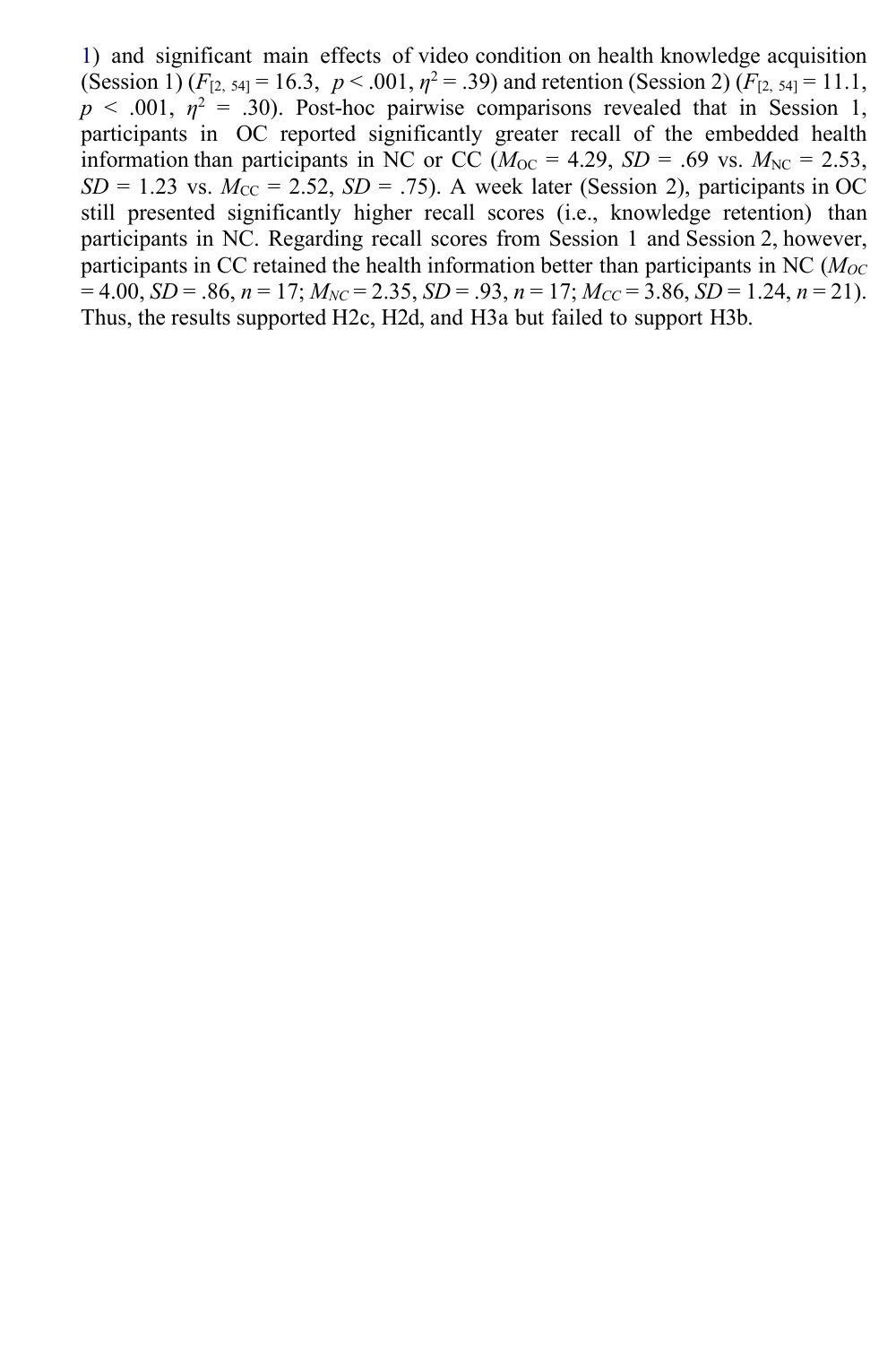1) and significant main effects of video condition on health knowledge acquisition (Session 1) ($F_{[2, 54]} = 16.3$, $p < .001$, $\eta^2 = .39$) and retention (Session 2) ($F_{[2, 54]} = 11.1$, $p < .001$, $\eta^2 = .30$). Post-hoc pairwise comparisons revealed that in Session 1, participants in OC reported significantly greater recall of the embedded health information than participants in NC or CC ($M_{OC} = 4.29$, $SD = .69$ vs. $M_{NC} = 2.53$, $SD = 1.23$ vs. $M_{CC} = 2.52$, $SD = .75$). A week later (Session 2), participants in OC still presented significantly higher recall scores (i.e., knowledge retention) than participants in NC. Regarding recall scores from Session 1 and Session 2, however, participants in CC retained the health information better than participants in NC ($M_{OC} = 4.00$, $SD = .86$, $n = 17$; $M_{NC} = 2.35$, $SD = .93$, $n = 17$; $M_{CC} = 3.86$, $SD = 1.24$, $n = 21$). Thus, the results supported H2c, H2d, and H3a but failed to support H3b.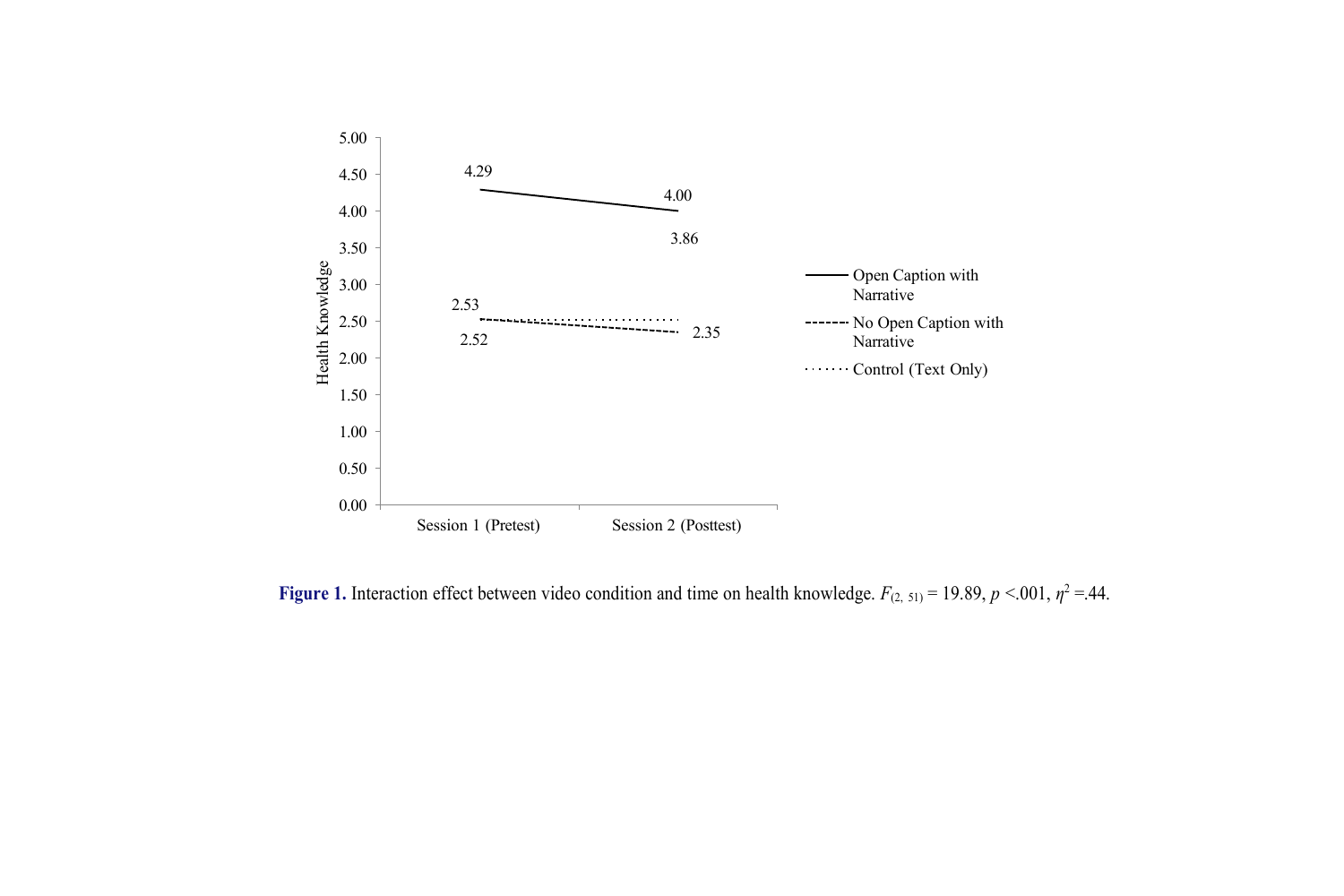**Figure 1.** Interaction effect between video condition and time on health knowledge. $F_{(2,\ 51)} = 19.89$, $p < .001$, $\eta^2 = .44$.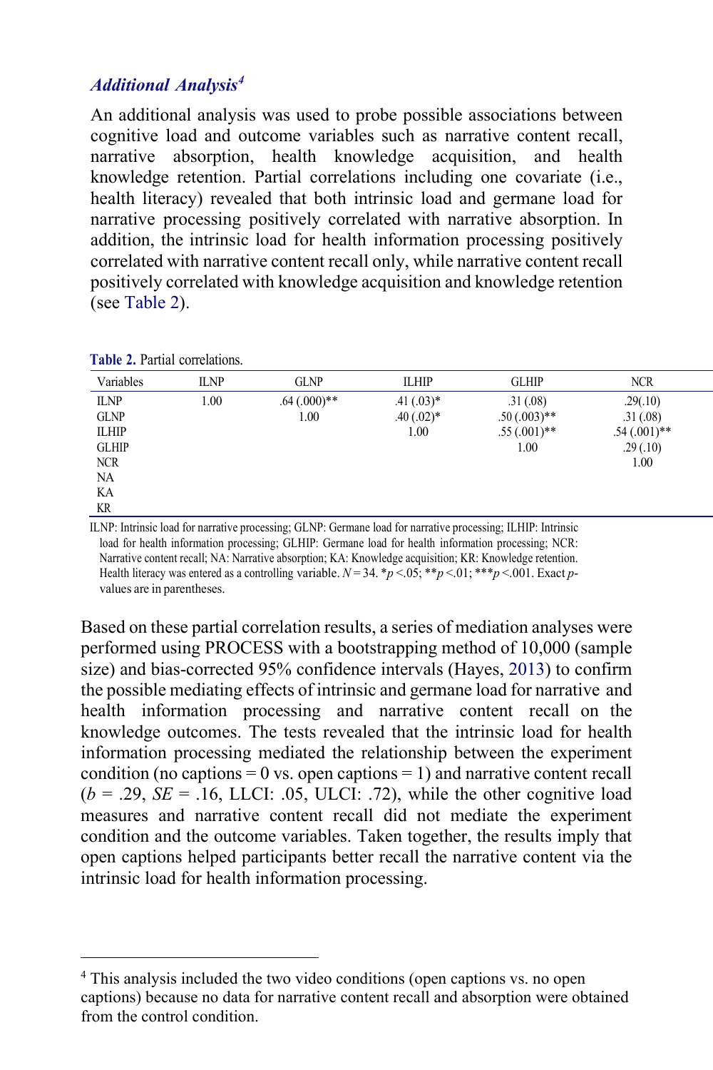### *Additional Analysis*[4]

An additional analysis was used to probe possible associations between cognitive load and outcome variables such as narrative content recall, narrative absorption, health knowledge acquisition, and health knowledge retention. Partial correlations including one covariate (i.e., health literacy) revealed that both intrinsic load and germane load for narrative processing positively correlated with narrative absorption. In addition, the intrinsic load for health information processing positively correlated with narrative content recall only, while narrative content recall positively correlated with knowledge acquisition and knowledge retention (see Table 2).

**Table 2.** Partial correlations.

| Variables | ILNP | GLNP | ILHIP | GLHIP | NCR |
|---|---|---|---|---|---|
| ILNP | 1.00 | .64 (.000)** | .41 (.03)* | .31 (.08) | .29(.10) |
| GLNP | | 1.00 | .40 (.02)* | .50 (.003)** | .31 (.08) |
| ILHIP | | | 1.00 | .55 (.001)** | .54 (.001)** |
| GLHIP | | | | 1.00 | .29 (.10) |
| NCR | | | | | 1.00 |
| NA | | | | | |
| KA | | | | | |
| KR | | | | | |

ILNP: Intrinsic load for narrative processing; GLNP: Germane load for narrative processing; ILHIP: Intrinsic load for health information processing; GLHIP: Germane load for health information processing; NCR: Narrative content recall; NA: Narrative absorption; KA: Knowledge acquisition; KR: Knowledge retention. Health literacy was entered as a controlling variable. $N = 34$. *$p < .05$; **$p < .01$; ***$p < .001$. Exact $p$-values are in parentheses.

Based on these partial correlation results, a series of mediation analyses were performed using PROCESS with a bootstrapping method of 10,000 (sample size) and bias-corrected 95% confidence intervals (Hayes, 2013) to confirm the possible mediating effects of intrinsic and germane load for narrative and health information processing and narrative content recall on the knowledge outcomes. The tests revealed that the intrinsic load for health information processing mediated the relationship between the experiment condition (no captions = 0 vs. open captions = 1) and narrative content recall ($b = .29$, $SE = .16$, LLCI: .05, ULCI: .72), while the other cognitive load measures and narrative content recall did not mediate the experiment condition and the outcome variables. Taken together, the results imply that open captions helped participants better recall the narrative content via the intrinsic load for health information processing.

[4] This analysis included the two video conditions (open captions vs. no open captions) because no data for narrative content recall and absorption were obtained from the control condition.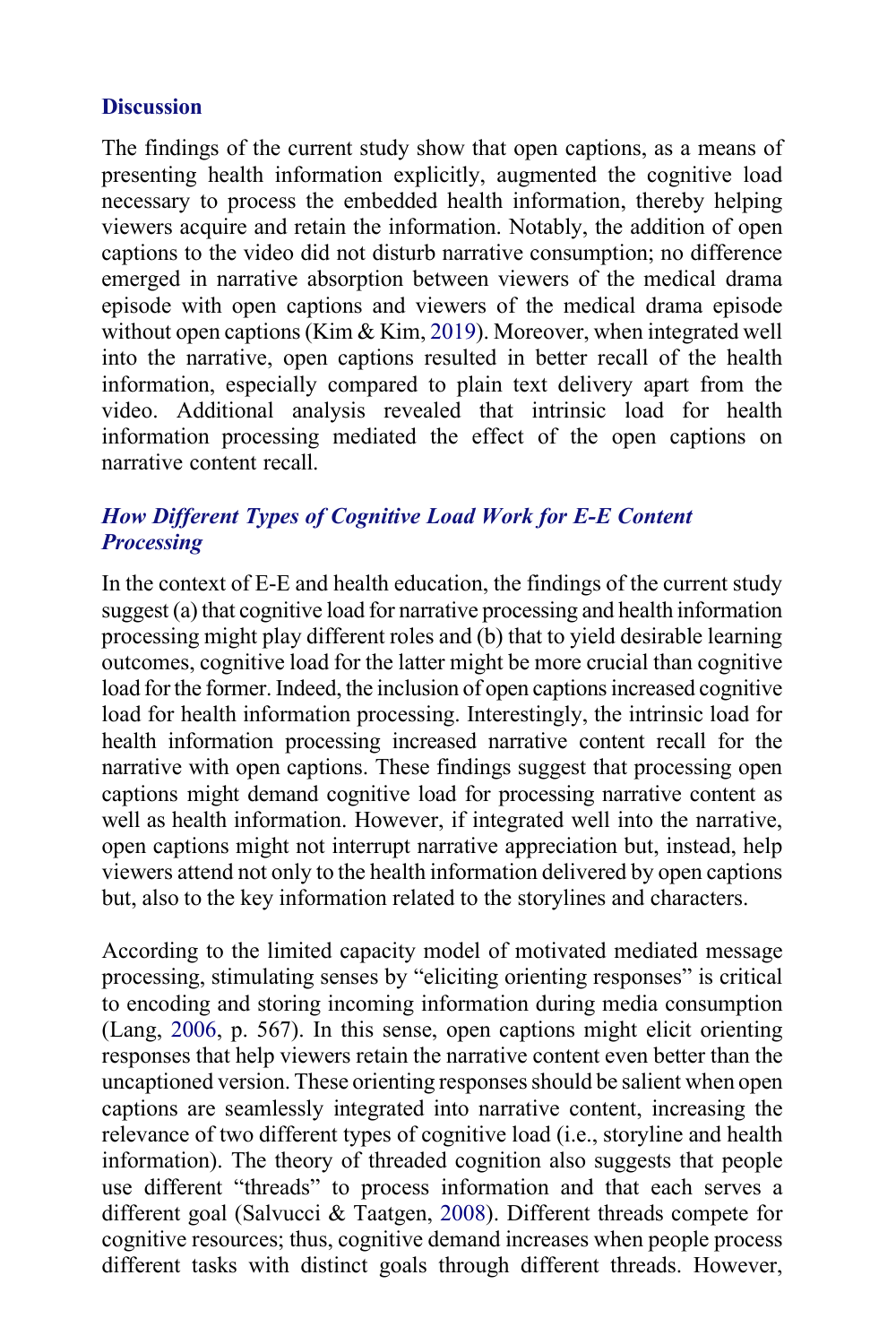## Discussion

The findings of the current study show that open captions, as a means of presenting health information explicitly, augmented the cognitive load necessary to process the embedded health information, thereby helping viewers acquire and retain the information. Notably, the addition of open captions to the video did not disturb narrative consumption; no difference emerged in narrative absorption between viewers of the medical drama episode with open captions and viewers of the medical drama episode without open captions (Kim & Kim, 2019). Moreover, when integrated well into the narrative, open captions resulted in better recall of the health information, especially compared to plain text delivery apart from the video. Additional analysis revealed that intrinsic load for health information processing mediated the effect of the open captions on narrative content recall.

### *How Different Types of Cognitive Load Work for E-E Content Processing*

In the context of E-E and health education, the findings of the current study suggest (a) that cognitive load for narrative processing and health information processing might play different roles and (b) that to yield desirable learning outcomes, cognitive load for the latter might be more crucial than cognitive load for the former. Indeed, the inclusion of open captions increased cognitive load for health information processing. Interestingly, the intrinsic load for health information processing increased narrative content recall for the narrative with open captions. These findings suggest that processing open captions might demand cognitive load for processing narrative content as well as health information. However, if integrated well into the narrative, open captions might not interrupt narrative appreciation but, instead, help viewers attend not only to the health information delivered by open captions but, also to the key information related to the storylines and characters.

According to the limited capacity model of motivated mediated message processing, stimulating senses by "eliciting orienting responses" is critical to encoding and storing incoming information during media consumption (Lang, 2006, p. 567). In this sense, open captions might elicit orienting responses that help viewers retain the narrative content even better than the uncaptioned version. These orienting responses should be salient when open captions are seamlessly integrated into narrative content, increasing the relevance of two different types of cognitive load (i.e., storyline and health information). The theory of threaded cognition also suggests that people use different "threads" to process information and that each serves a different goal (Salvucci & Taatgen, 2008). Different threads compete for cognitive resources; thus, cognitive demand increases when people process different tasks with distinct goals through different threads. However,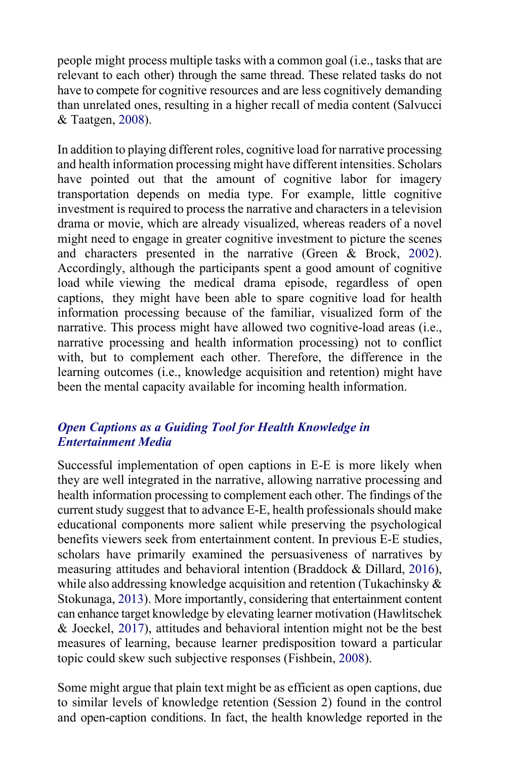people might process multiple tasks with a common goal (i.e., tasks that are relevant to each other) through the same thread. These related tasks do not have to compete for cognitive resources and are less cognitively demanding than unrelated ones, resulting in a higher recall of media content (Salvucci & Taatgen, 2008).

In addition to playing different roles, cognitive load for narrative processing and health information processing might have different intensities. Scholars have pointed out that the amount of cognitive labor for imagery transportation depends on media type. For example, little cognitive investment is required to process the narrative and characters in a television drama or movie, which are already visualized, whereas readers of a novel might need to engage in greater cognitive investment to picture the scenes and characters presented in the narrative (Green & Brock, 2002). Accordingly, although the participants spent a good amount of cognitive load while viewing the medical drama episode, regardless of open captions, they might have been able to spare cognitive load for health information processing because of the familiar, visualized form of the narrative. This process might have allowed two cognitive-load areas (i.e., narrative processing and health information processing) not to conflict with, but to complement each other. Therefore, the difference in the learning outcomes (i.e., knowledge acquisition and retention) might have been the mental capacity available for incoming health information.

### *Open Captions as a Guiding Tool for Health Knowledge in Entertainment Media*

Successful implementation of open captions in E-E is more likely when they are well integrated in the narrative, allowing narrative processing and health information processing to complement each other. The findings of the current study suggest that to advance E-E, health professionals should make educational components more salient while preserving the psychological benefits viewers seek from entertainment content. In previous E-E studies, scholars have primarily examined the persuasiveness of narratives by measuring attitudes and behavioral intention (Braddock & Dillard, 2016), while also addressing knowledge acquisition and retention (Tukachinsky & Stokunaga, 2013). More importantly, considering that entertainment content can enhance target knowledge by elevating learner motivation (Hawlitschek & Joeckel, 2017), attitudes and behavioral intention might not be the best measures of learning, because learner predisposition toward a particular topic could skew such subjective responses (Fishbein, 2008).

Some might argue that plain text might be as efficient as open captions, due to similar levels of knowledge retention (Session 2) found in the control and open-caption conditions. In fact, the health knowledge reported in the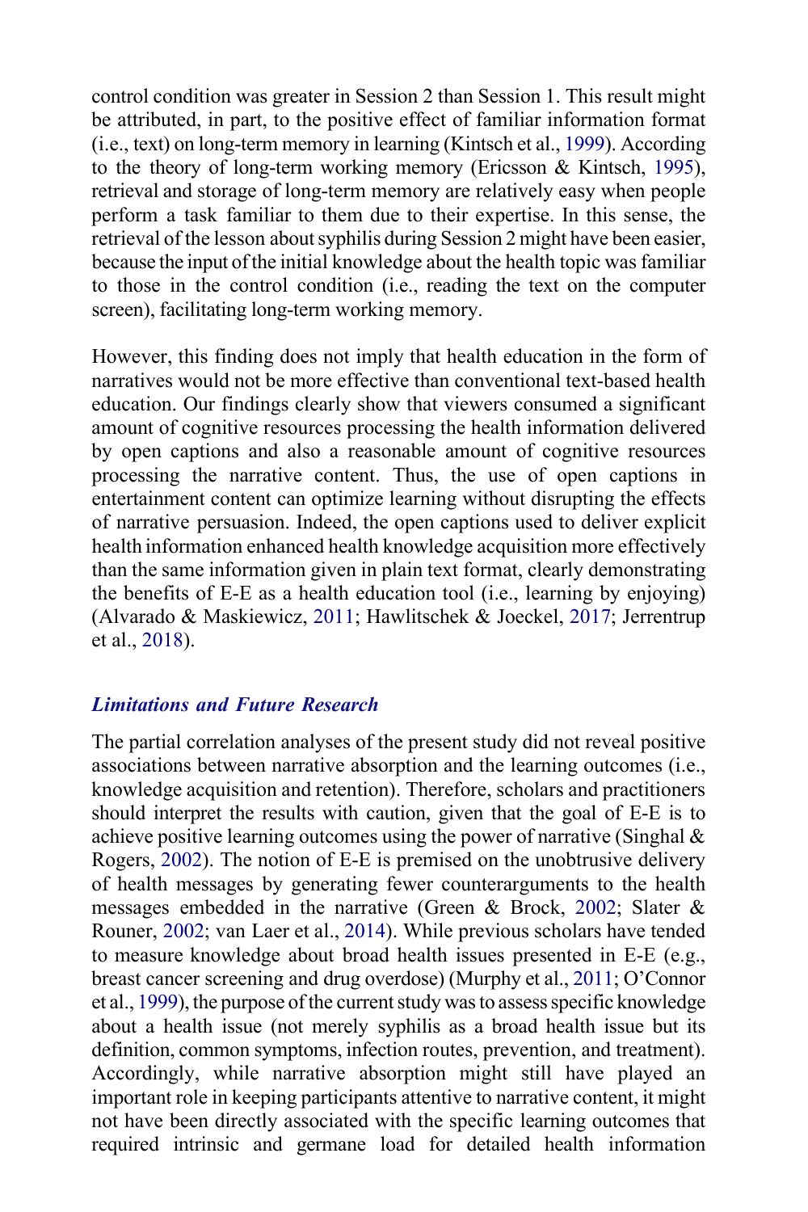control condition was greater in Session 2 than Session 1. This result might be attributed, in part, to the positive effect of familiar information format (i.e., text) on long-term memory in learning (Kintsch et al., 1999). According to the theory of long-term working memory (Ericsson & Kintsch, 1995), retrieval and storage of long-term memory are relatively easy when people perform a task familiar to them due to their expertise. In this sense, the retrieval of the lesson about syphilis during Session 2 might have been easier, because the input of the initial knowledge about the health topic was familiar to those in the control condition (i.e., reading the text on the computer screen), facilitating long-term working memory.

However, this finding does not imply that health education in the form of narratives would not be more effective than conventional text-based health education. Our findings clearly show that viewers consumed a significant amount of cognitive resources processing the health information delivered by open captions and also a reasonable amount of cognitive resources processing the narrative content. Thus, the use of open captions in entertainment content can optimize learning without disrupting the effects of narrative persuasion. Indeed, the open captions used to deliver explicit health information enhanced health knowledge acquisition more effectively than the same information given in plain text format, clearly demonstrating the benefits of E-E as a health education tool (i.e., learning by enjoying) (Alvarado & Maskiewicz, 2011; Hawlitschek & Joeckel, 2017; Jerrentrup et al., 2018).

### *Limitations and Future Research*

The partial correlation analyses of the present study did not reveal positive associations between narrative absorption and the learning outcomes (i.e., knowledge acquisition and retention). Therefore, scholars and practitioners should interpret the results with caution, given that the goal of E-E is to achieve positive learning outcomes using the power of narrative (Singhal & Rogers, 2002). The notion of E-E is premised on the unobtrusive delivery of health messages by generating fewer counterarguments to the health messages embedded in the narrative (Green & Brock, 2002; Slater & Rouner, 2002; van Laer et al., 2014). While previous scholars have tended to measure knowledge about broad health issues presented in E-E (e.g., breast cancer screening and drug overdose) (Murphy et al., 2011; O'Connor et al., 1999), the purpose of the current study was to assess specific knowledge about a health issue (not merely syphilis as a broad health issue but its definition, common symptoms, infection routes, prevention, and treatment). Accordingly, while narrative absorption might still have played an important role in keeping participants attentive to narrative content, it might not have been directly associated with the specific learning outcomes that required intrinsic and germane load for detailed health information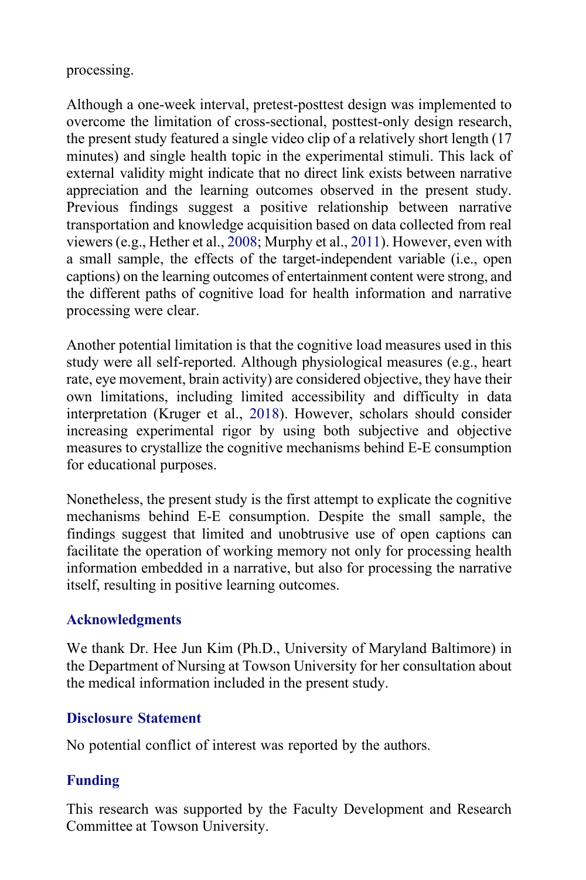processing.

Although a one-week interval, pretest-posttest design was implemented to overcome the limitation of cross-sectional, posttest-only design research, the present study featured a single video clip of a relatively short length (17 minutes) and single health topic in the experimental stimuli. This lack of external validity might indicate that no direct link exists between narrative appreciation and the learning outcomes observed in the present study. Previous findings suggest a positive relationship between narrative transportation and knowledge acquisition based on data collected from real viewers (e.g., Hether et al., 2008; Murphy et al., 2011). However, even with a small sample, the effects of the target-independent variable (i.e., open captions) on the learning outcomes of entertainment content were strong, and the different paths of cognitive load for health information and narrative processing were clear.

Another potential limitation is that the cognitive load measures used in this study were all self-reported. Although physiological measures (e.g., heart rate, eye movement, brain activity) are considered objective, they have their own limitations, including limited accessibility and difficulty in data interpretation (Kruger et al., 2018). However, scholars should consider increasing experimental rigor by using both subjective and objective measures to crystallize the cognitive mechanisms behind E-E consumption for educational purposes.

Nonetheless, the present study is the first attempt to explicate the cognitive mechanisms behind E-E consumption. Despite the small sample, the findings suggest that limited and unobtrusive use of open captions can facilitate the operation of working memory not only for processing health information embedded in a narrative, but also for processing the narrative itself, resulting in positive learning outcomes.

## Acknowledgments

We thank Dr. Hee Jun Kim (Ph.D., University of Maryland Baltimore) in the Department of Nursing at Towson University for her consultation about the medical information included in the present study.

## Disclosure Statement

No potential conflict of interest was reported by the authors.

## Funding

This research was supported by the Faculty Development and Research Committee at Towson University.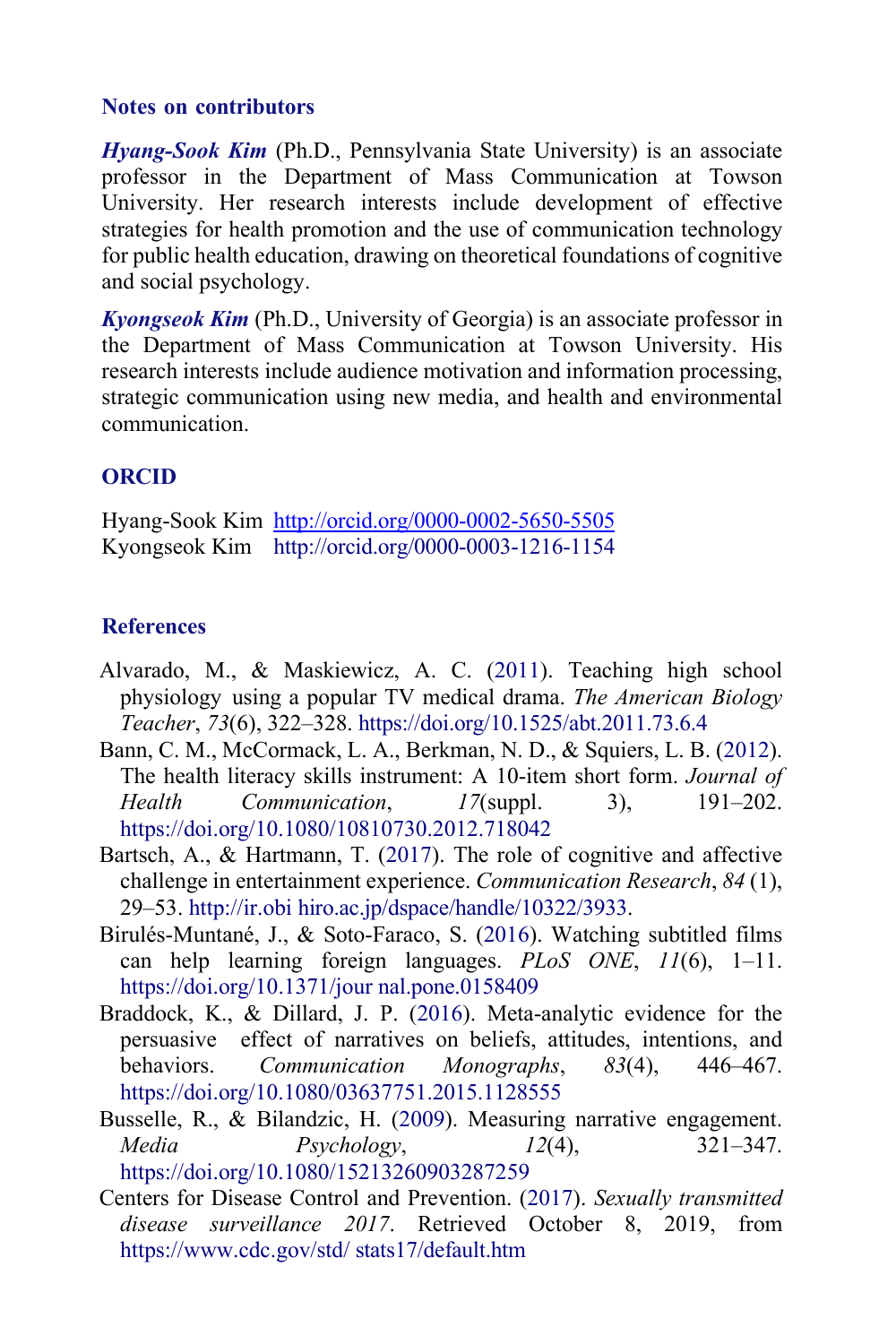## Notes on contributors

***Hyang-Sook Kim*** (Ph.D., Pennsylvania State University) is an associate professor in the Department of Mass Communication at Towson University. Her research interests include development of effective strategies for health promotion and the use of communication technology for public health education, drawing on theoretical foundations of cognitive and social psychology.

***Kyongseok Kim*** (Ph.D., University of Georgia) is an associate professor in the Department of Mass Communication at Towson University. His research interests include audience motivation and information processing, strategic communication using new media, and health and environmental communication.

## ORCID

Hyang-Sook Kim http://orcid.org/0000-0002-5650-5505
Kyongseok Kim http://orcid.org/0000-0003-1216-1154

## References

Alvarado, M., & Maskiewicz, A. C. (2011). Teaching high school physiology using a popular TV medical drama. *The American Biology Teacher*, *73*(6), 322–328. https://doi.org/10.1525/abt.2011.73.6.4

Bann, C. M., McCormack, L. A., Berkman, N. D., & Squiers, L. B. (2012). The health literacy skills instrument: A 10-item short form. *Journal of Health Communication*, *17*(suppl. 3), 191–202. https://doi.org/10.1080/10810730.2012.718042

Bartsch, A., & Hartmann, T. (2017). The role of cognitive and affective challenge in entertainment experience. *Communication Research*, *84* (1), 29–53. http://ir.obi hiro.ac.jp/dspace/handle/10322/3933.

Birulés-Muntané, J., & Soto-Faraco, S. (2016). Watching subtitled films can help learning foreign languages. *PLoS ONE*, *11*(6), 1–11. https://doi.org/10.1371/jour nal.pone.0158409

Braddock, K., & Dillard, J. P. (2016). Meta-analytic evidence for the persuasive effect of narratives on beliefs, attitudes, intentions, and behaviors. *Communication Monographs*, *83*(4), 446–467. https://doi.org/10.1080/03637751.2015.1128555

Busselle, R., & Bilandzic, H. (2009). Measuring narrative engagement. *Media Psychology*, *12*(4), 321–347. https://doi.org/10.1080/15213260903287259

Centers for Disease Control and Prevention. (2017). *Sexually transmitted disease surveillance 2017*. Retrieved October 8, 2019, from https://www.cdc.gov/std/ stats17/default.htm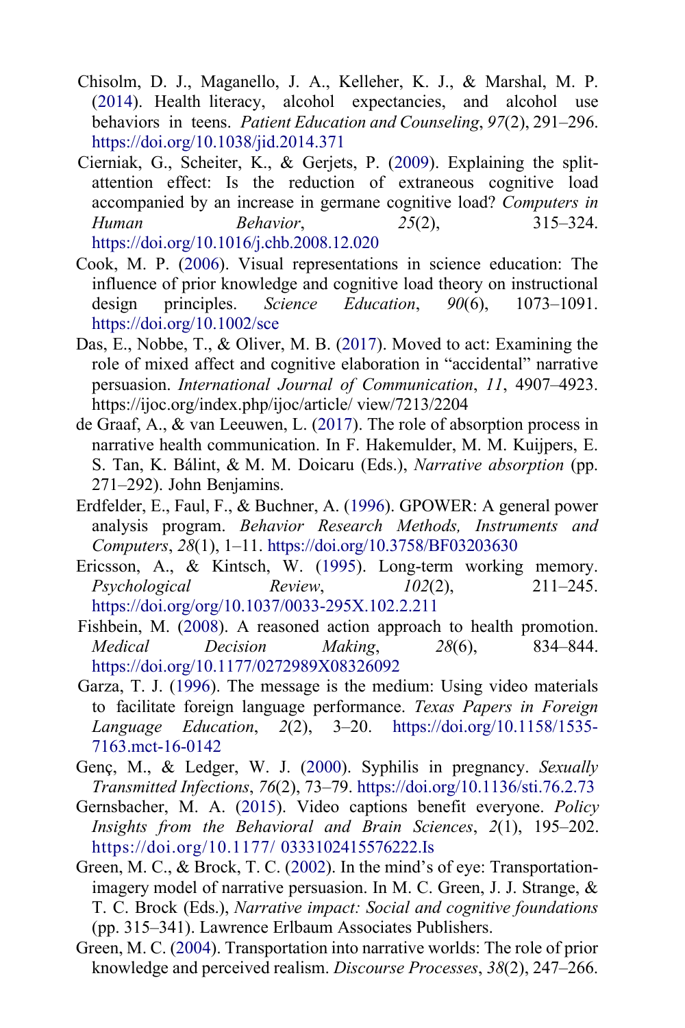Chisolm, D. J., Maganello, J. A., Kelleher, K. J., & Marshal, M. P. (2014). Health literacy, alcohol expectancies, and alcohol use behaviors in teens. *Patient Education and Counseling*, *97*(2), 291–296. https://doi.org/10.1038/jid.2014.371

Cierniak, G., Scheiter, K., & Gerjets, P. (2009). Explaining the split-attention effect: Is the reduction of extraneous cognitive load accompanied by an increase in germane cognitive load? *Computers in Human Behavior*, *25*(2), 315–324. https://doi.org/10.1016/j.chb.2008.12.020

Cook, M. P. (2006). Visual representations in science education: The influence of prior knowledge and cognitive load theory on instructional design principles. *Science Education*, *90*(6), 1073–1091. https://doi.org/10.1002/sce

Das, E., Nobbe, T., & Oliver, M. B. (2017). Moved to act: Examining the role of mixed affect and cognitive elaboration in "accidental" narrative persuasion. *International Journal of Communication*, *11*, 4907–4923. https://ijoc.org/index.php/ijoc/article/ view/7213/2204

de Graaf, A., & van Leeuwen, L. (2017). The role of absorption process in narrative health communication. In F. Hakemulder, M. M. Kuijpers, E. S. Tan, K. Bálint, & M. M. Doicaru (Eds.), *Narrative absorption* (pp. 271–292). John Benjamins.

Erdfelder, E., Faul, F., & Buchner, A. (1996). GPOWER: A general power analysis program. *Behavior Research Methods, Instruments and Computers*, *28*(1), 1–11. https://doi.org/10.3758/BF03203630

Ericsson, A., & Kintsch, W. (1995). Long-term working memory. *Psychological Review*, *102*(2), 211–245. https://doi.org/org/10.1037/0033-295X.102.2.211

Fishbein, M. (2008). A reasoned action approach to health promotion. *Medical Decision Making*, *28*(6), 834–844. https://doi.org/10.1177/0272989X08326092

Garza, T. J. (1996). The message is the medium: Using video materials to facilitate foreign language performance. *Texas Papers in Foreign Language Education*, *2*(2), 3–20. https://doi.org/10.1158/1535-7163.mct-16-0142

Genç, M., & Ledger, W. J. (2000). Syphilis in pregnancy. *Sexually Transmitted Infections*, *76*(2), 73–79. https://doi.org/10.1136/sti.76.2.73

Gernsbacher, M. A. (2015). Video captions benefit everyone. *Policy Insights from the Behavioral and Brain Sciences*, *2*(1), 195–202. https://doi.org/10.1177/ 0333102415576222.Is

Green, M. C., & Brock, T. C. (2002). In the mind's of eye: Transportation-imagery model of narrative persuasion. In M. C. Green, J. J. Strange, & T. C. Brock (Eds.), *Narrative impact: Social and cognitive foundations* (pp. 315–341). Lawrence Erlbaum Associates Publishers.

Green, M. C. (2004). Transportation into narrative worlds: The role of prior knowledge and perceived realism. *Discourse Processes*, *38*(2), 247–266.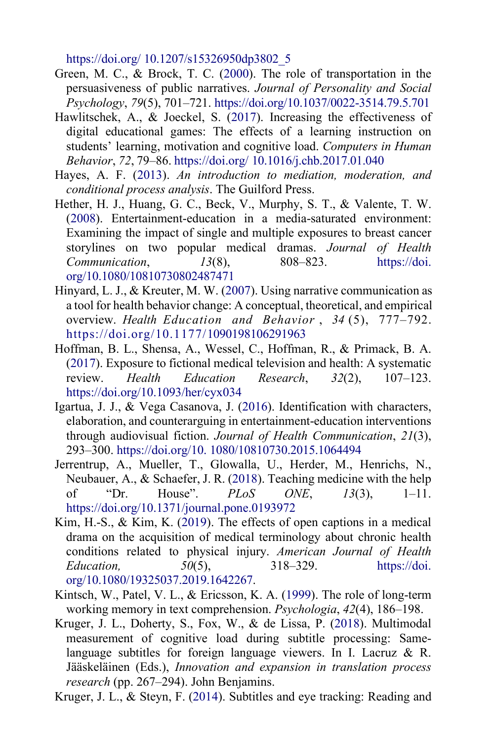https://doi.org/ 10.1207/s15326950dp3802_5

Green, M. C., & Brock, T. C. (2000). The role of transportation in the persuasiveness of public narratives. *Journal of Personality and Social Psychology*, *79*(5), 701–721. https://doi.org/10.1037/0022-3514.79.5.701

Hawlitschek, A., & Joeckel, S. (2017). Increasing the effectiveness of digital educational games: The effects of a learning instruction on students' learning, motivation and cognitive load. *Computers in Human Behavior*, *72*, 79–86. https://doi.org/ 10.1016/j.chb.2017.01.040

Hayes, A. F. (2013). *An introduction to mediation, moderation, and conditional process analysis*. The Guilford Press.

Hether, H. J., Huang, G. C., Beck, V., Murphy, S. T., & Valente, T. W. (2008). Entertainment-education in a media-saturated environment: Examining the impact of single and multiple exposures to breast cancer storylines on two popular medical dramas. *Journal of Health Communication*, *13*(8), 808–823. https://doi.org/10.1080/10810730802487471

Hinyard, L. J., & Kreuter, M. W. (2007). Using narrative communication as a tool for health behavior change: A conceptual, theoretical, and empirical overview. *Health Education and Behavior*, *34*(5), 777–792. https://doi.org/10.1177/1090198106291963

Hoffman, B. L., Shensa, A., Wessel, C., Hoffman, R., & Primack, B. A. (2017). Exposure to fictional medical television and health: A systematic review. *Health Education Research*, *32*(2), 107–123. https://doi.org/10.1093/her/cyx034

Igartua, J. J., & Vega Casanova, J. (2016). Identification with characters, elaboration, and counterarguing in entertainment-education interventions through audiovisual fiction. *Journal of Health Communication*, *21*(3), 293–300. https://doi.org/10. 1080/10810730.2015.1064494

Jerrentrup, A., Mueller, T., Glowalla, U., Herder, M., Henrichs, N., Neubauer, A., & Schaefer, J. R. (2018). Teaching medicine with the help of "Dr. House". *PLoS ONE*, *13*(3), 1–11. https://doi.org/10.1371/journal.pone.0193972

Kim, H.-S., & Kim, K. (2019). The effects of open captions in a medical drama on the acquisition of medical terminology about chronic health conditions related to physical injury. *American Journal of Health Education,* *50*(5), 318–329. https://doi.org/10.1080/19325037.2019.1642267.

Kintsch, W., Patel, V. L., & Ericsson, K. A. (1999). The role of long-term working memory in text comprehension. *Psychologia*, *42*(4), 186–198.

Kruger, J. L., Doherty, S., Fox, W., & de Lissa, P. (2018). Multimodal measurement of cognitive load during subtitle processing: Same-language subtitles for foreign language viewers. In I. Lacruz & R. Jääskeläinen (Eds.), *Innovation and expansion in translation process research* (pp. 267–294). John Benjamins.

Kruger, J. L., & Steyn, F. (2014). Subtitles and eye tracking: Reading and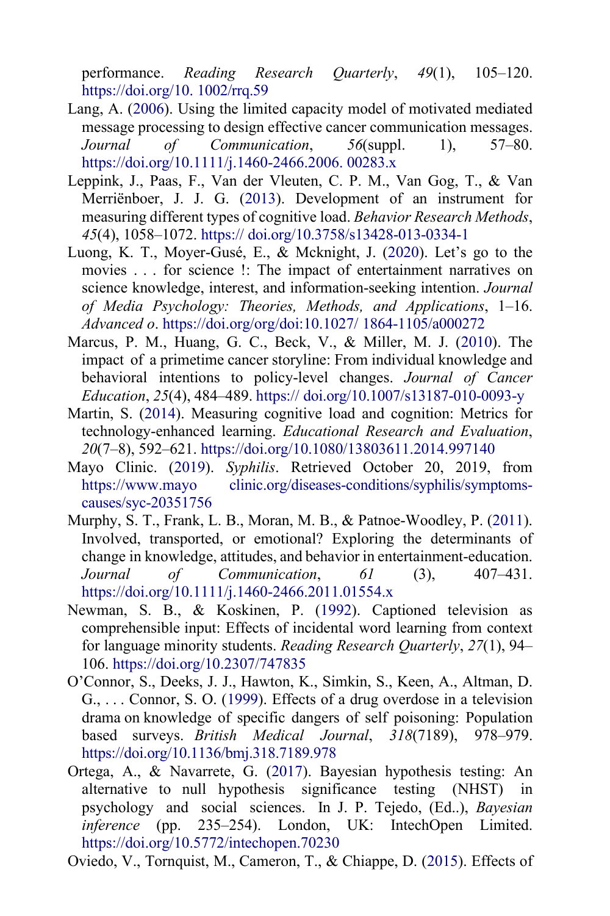performance. *Reading Research Quarterly*, *49*(1), 105–120. https://doi.org/10. 1002/rrq.59

Lang, A. (2006). Using the limited capacity model of motivated mediated message processing to design effective cancer communication messages. *Journal of Communication*, *56*(suppl. 1), 57–80. https://doi.org/10.1111/j.1460-2466.2006. 00283.x

Leppink, J., Paas, F., Van der Vleuten, C. P. M., Van Gog, T., & Van Merriënboer, J. J. G. (2013). Development of an instrument for measuring different types of cognitive load. *Behavior Research Methods*, *45*(4), 1058–1072. https:// doi.org/10.3758/s13428-013-0334-1

Luong, K. T., Moyer-Gusé, E., & Mcknight, J. (2020). Let's go to the movies . . . for science !: The impact of entertainment narratives on science knowledge, interest, and information-seeking intention. *Journal of Media Psychology: Theories, Methods, and Applications*, 1–16. *Advanced o*. https://doi.org/org/doi:10.1027/ 1864-1105/a000272

Marcus, P. M., Huang, G. C., Beck, V., & Miller, M. J. (2010). The impact of a primetime cancer storyline: From individual knowledge and behavioral intentions to policy-level changes. *Journal of Cancer Education*, *25*(4), 484–489. https:// doi.org/10.1007/s13187-010-0093-y

Martin, S. (2014). Measuring cognitive load and cognition: Metrics for technology-enhanced learning. *Educational Research and Evaluation*, *20*(7–8), 592–621. https://doi.org/10.1080/13803611.2014.997140

Mayo Clinic. (2019). *Syphilis*. Retrieved October 20, 2019, from https://www.mayo clinic.org/diseases-conditions/syphilis/symptoms-causes/syc-20351756

Murphy, S. T., Frank, L. B., Moran, M. B., & Patnoe-Woodley, P. (2011). Involved, transported, or emotional? Exploring the determinants of change in knowledge, attitudes, and behavior in entertainment-education. *Journal of Communication*, *61* (3), 407–431. https://doi.org/10.1111/j.1460-2466.2011.01554.x

Newman, S. B., & Koskinen, P. (1992). Captioned television as comprehensible input: Effects of incidental word learning from context for language minority students. *Reading Research Quarterly*, *27*(1), 94–106. https://doi.org/10.2307/747835

O'Connor, S., Deeks, J. J., Hawton, K., Simkin, S., Keen, A., Altman, D. G., . . . Connor, S. O. (1999). Effects of a drug overdose in a television drama on knowledge of specific dangers of self poisoning: Population based surveys. *British Medical Journal*, *318*(7189), 978–979. https://doi.org/10.1136/bmj.318.7189.978

Ortega, A., & Navarrete, G. (2017). Bayesian hypothesis testing: An alternative to null hypothesis significance testing (NHST) in psychology and social sciences. In J. P. Tejedo, (Ed..), *Bayesian inference* (pp. 235–254). London, UK: IntechOpen Limited. https://doi.org/10.5772/intechopen.70230

Oviedo, V., Tornquist, M., Cameron, T., & Chiappe, D. (2015). Effects of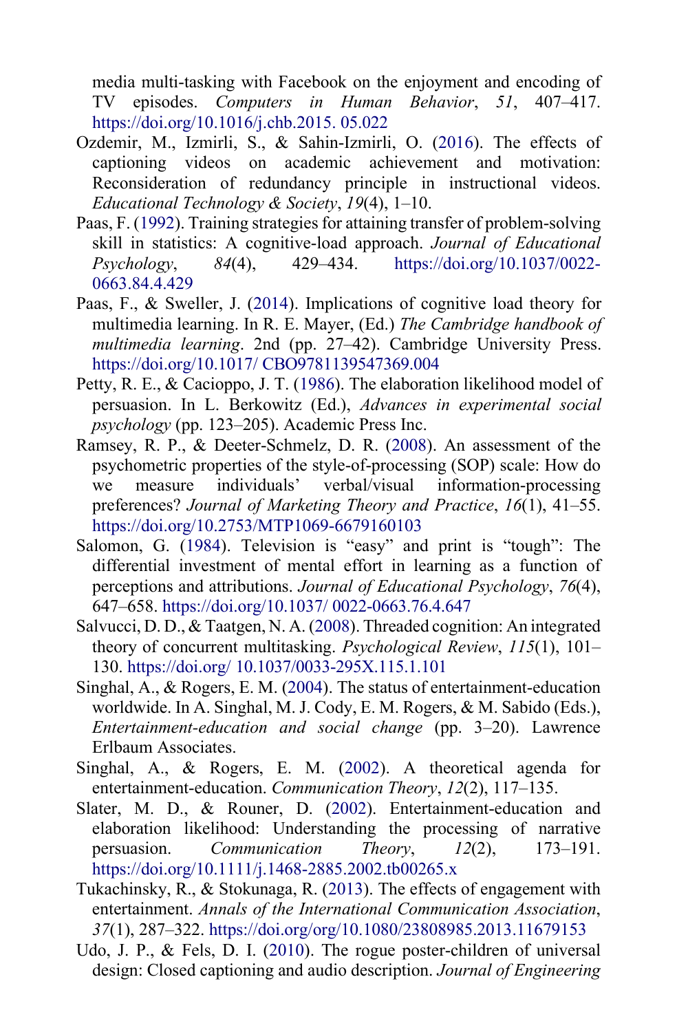media multi-tasking with Facebook on the enjoyment and encoding of TV episodes. *Computers in Human Behavior*, *51*, 407–417. https://doi.org/10.1016/j.chb.2015. 05.022

Ozdemir, M., Izmirli, S., & Sahin-Izmirli, O. (2016). The effects of captioning videos on academic achievement and motivation: Reconsideration of redundancy principle in instructional videos. *Educational Technology & Society*, *19*(4), 1–10.

Paas, F. (1992). Training strategies for attaining transfer of problem-solving skill in statistics: A cognitive-load approach. *Journal of Educational Psychology*, *84*(4), 429–434. https://doi.org/10.1037/0022-0663.84.4.429

Paas, F., & Sweller, J. (2014). Implications of cognitive load theory for multimedia learning. In R. E. Mayer, (Ed.) *The Cambridge handbook of multimedia learning*. 2nd (pp. 27–42). Cambridge University Press. https://doi.org/10.1017/ CBO9781139547369.004

Petty, R. E., & Cacioppo, J. T. (1986). The elaboration likelihood model of persuasion. In L. Berkowitz (Ed.), *Advances in experimental social psychology* (pp. 123–205). Academic Press Inc.

Ramsey, R. P., & Deeter-Schmelz, D. R. (2008). An assessment of the psychometric properties of the style-of-processing (SOP) scale: How do we measure individuals' verbal/visual information-processing preferences? *Journal of Marketing Theory and Practice*, *16*(1), 41–55. https://doi.org/10.2753/MTP1069-6679160103

Salomon, G. (1984). Television is "easy" and print is "tough": The differential investment of mental effort in learning as a function of perceptions and attributions. *Journal of Educational Psychology*, *76*(4), 647–658. https://doi.org/10.1037/ 0022-0663.76.4.647

Salvucci, D. D., & Taatgen, N. A. (2008). Threaded cognition: An integrated theory of concurrent multitasking. *Psychological Review*, *115*(1), 101–130. https://doi.org/ 10.1037/0033-295X.115.1.101

Singhal, A., & Rogers, E. M. (2004). The status of entertainment-education worldwide. In A. Singhal, M. J. Cody, E. M. Rogers, & M. Sabido (Eds.), *Entertainment-education and social change* (pp. 3–20). Lawrence Erlbaum Associates.

Singhal, A., & Rogers, E. M. (2002). A theoretical agenda for entertainment-education. *Communication Theory*, *12*(2), 117–135.

Slater, M. D., & Rouner, D. (2002). Entertainment-education and elaboration likelihood: Understanding the processing of narrative persuasion. *Communication Theory*, *12*(2), 173–191. https://doi.org/10.1111/j.1468-2885.2002.tb00265.x

Tukachinsky, R., & Stokunaga, R. (2013). The effects of engagement with entertainment. *Annals of the International Communication Association*, *37*(1), 287–322. https://doi.org/org/10.1080/23808985.2013.11679153

Udo, J. P., & Fels, D. I. (2010). The rogue poster-children of universal design: Closed captioning and audio description. *Journal of Engineering*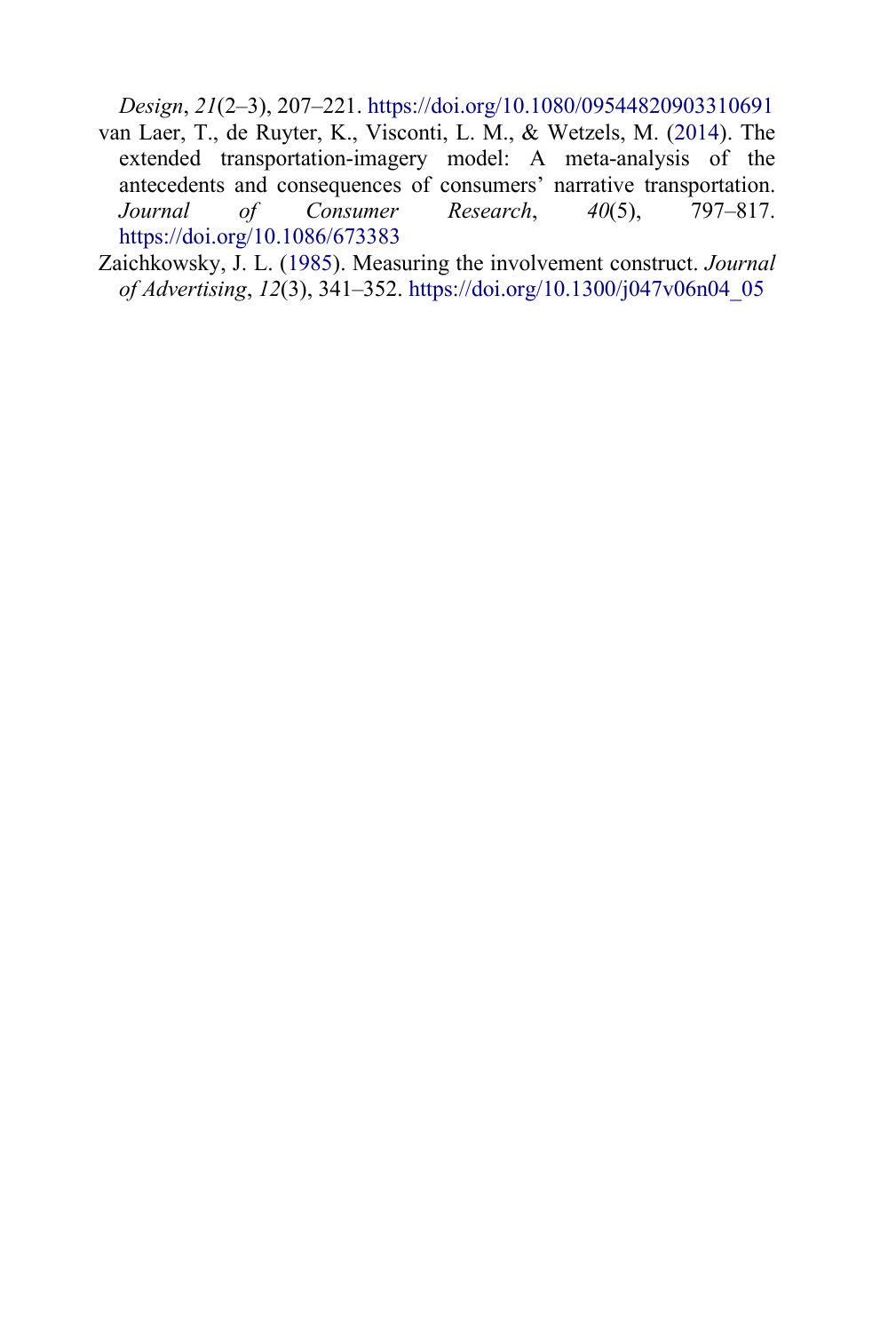*Design*, *21*(2–3), 207–221. https://doi.org/10.1080/09544820903310691

van Laer, T., de Ruyter, K., Visconti, L. M., & Wetzels, M. (2014). The extended transportation-imagery model: A meta-analysis of the antecedents and consequences of consumers' narrative transportation. *Journal of Consumer Research*, *40*(5), 797–817. https://doi.org/10.1086/673383

Zaichkowsky, J. L. (1985). Measuring the involvement construct. *Journal of Advertising*, *12*(3), 341–352. https://doi.org/10.1300/j047v06n04_05